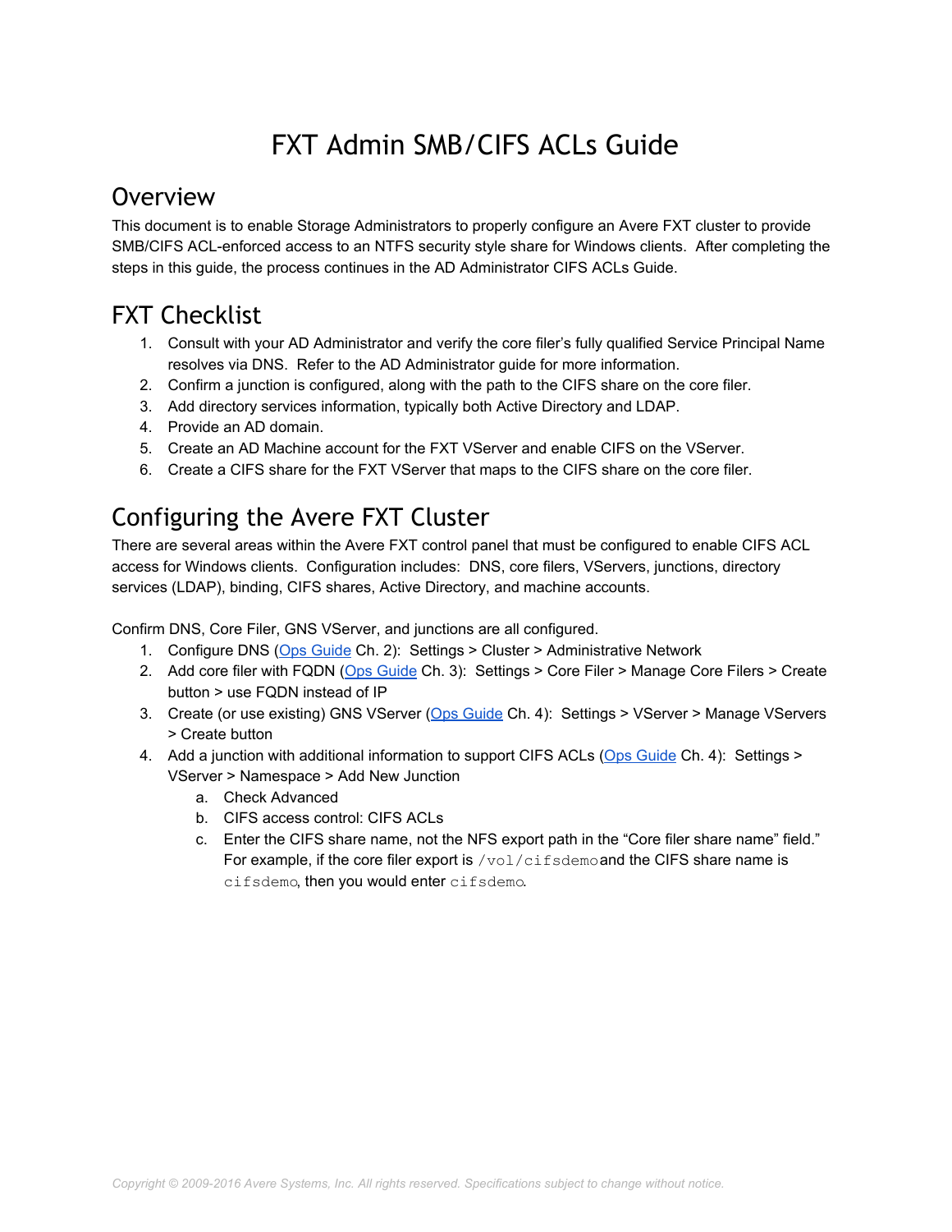# FXT Admin SMB/CIFS ACLs Guide

## Overview

This document is to enable Storage Administrators to properly configure an Avere FXT cluster to provide SMB/CIFS ACL-enforced access to an NTFS security style share for Windows clients. After completing the steps in this guide, the process continues in the AD Administrator CIFS ACLs Guide.

## FXT Checklist

1. Consult with your AD Administrator and verify the core filer's fully qualified Service Principal Name resolves via DNS. Refer to the AD Administrator guide for more information.
2. Confirm a junction is configured, along with the path to the CIFS share on the core filer.
3. Add directory services information, typically both Active Directory and LDAP.
4. Provide an AD domain.
5. Create an AD Machine account for the FXT VServer and enable CIFS on the VServer.
6. Create a CIFS share for the FXT VServer that maps to the CIFS share on the core filer.

## Configuring the Avere FXT Cluster

There are several areas within the Avere FXT control panel that must be configured to enable CIFS ACL access for Windows clients. Configuration includes: DNS, core filers, VServers, junctions, directory services (LDAP), binding, CIFS shares, Active Directory, and machine accounts.

Confirm DNS, Core Filer, GNS VServer, and junctions are all configured.

1. Configure DNS (Ops Guide Ch. 2): Settings > Cluster > Administrative Network
2. Add core filer with FQDN (Ops Guide Ch. 3): Settings > Core Filer > Manage Core Filers > Create button > use FQDN instead of IP
3. Create (or use existing) GNS VServer (Ops Guide Ch. 4): Settings > VServer > Manage VServers > Create button
4. Add a junction with additional information to support CIFS ACLs (Ops Guide Ch. 4): Settings > VServer > Namespace > Add New Junction
    a. Check Advanced
    b. CIFS access control: CIFS ACLs
    c. Enter the CIFS share name, not the NFS export path in the "Core filer share name" field." For example, if the core filer export is `/vol/cifsdemo` and the CIFS share name is `cifsdemo`, then you would enter `cifsdemo`.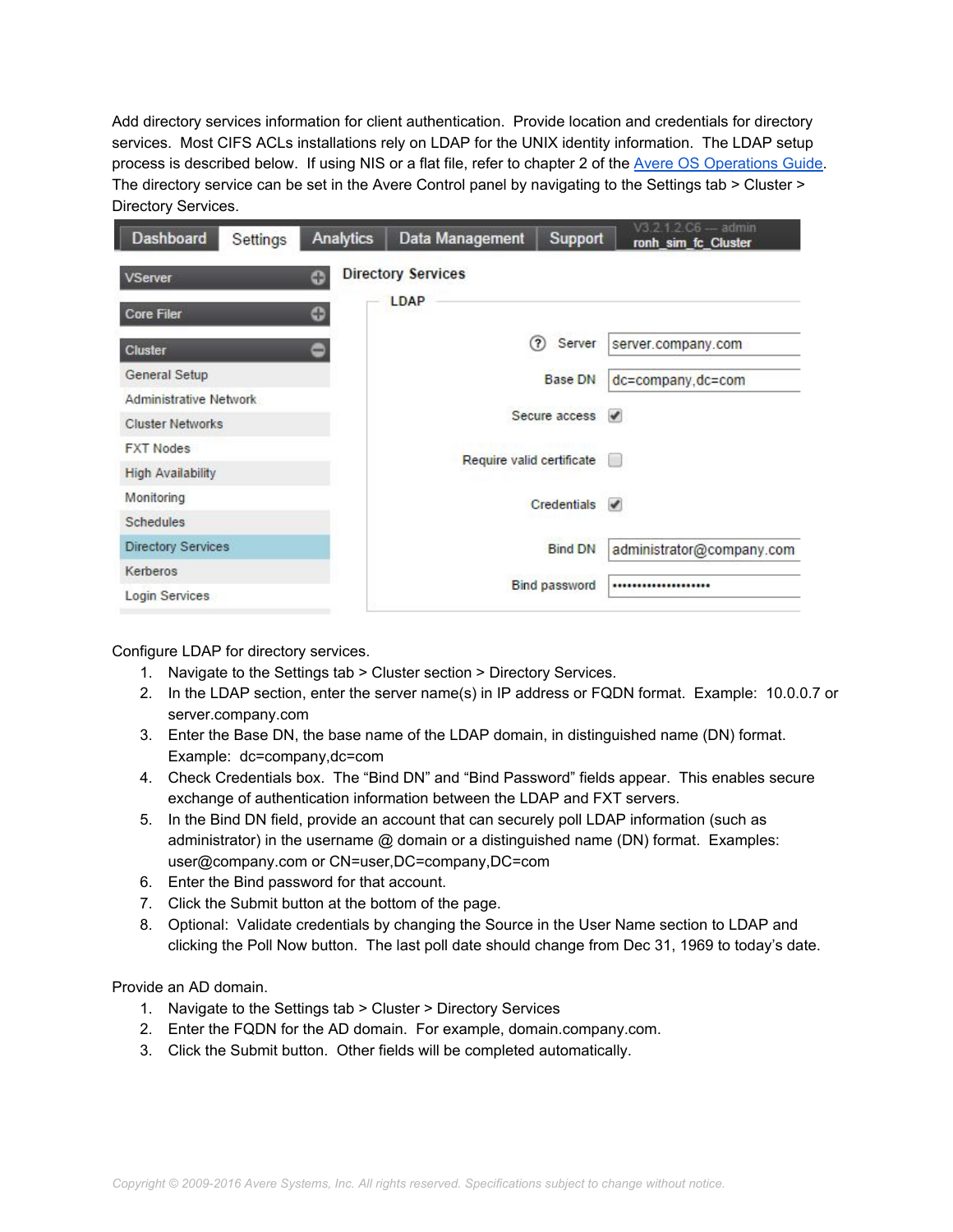Add directory services information for client authentication. Provide location and credentials for directory services. Most CIFS ACLs installations rely on LDAP for the UNIX identity information. The LDAP setup process is described below. If using NIS or a flat file, refer to chapter 2 of the [Avere OS Operations Guide](). The directory service can be set in the Avere Control panel by navigating to the Settings tab > Cluster > Directory Services.

Configure LDAP for directory services.

1. Navigate to the Settings tab > Cluster section > Directory Services.
2. In the LDAP section, enter the server name(s) in IP address or FQDN format. Example: 10.0.0.7 or server.company.com
3. Enter the Base DN, the base name of the LDAP domain, in distinguished name (DN) format. Example: dc=company,dc=com
4. Check Credentials box. The "Bind DN" and "Bind Password" fields appear. This enables secure exchange of authentication information between the LDAP and FXT servers.
5. In the Bind DN field, provide an account that can securely poll LDAP information (such as administrator) in the username @ domain or a distinguished name (DN) format. Examples: user@company.com or CN=user,DC=company,DC=com
6. Enter the Bind password for that account.
7. Click the Submit button at the bottom of the page.
8. Optional: Validate credentials by changing the Source in the User Name section to LDAP and clicking the Poll Now button. The last poll date should change from Dec 31, 1969 to today's date.

Provide an AD domain.

1. Navigate to the Settings tab > Cluster > Directory Services
2. Enter the FQDN for the AD domain. For example, domain.company.com.
3. Click the Submit button. Other fields will be completed automatically.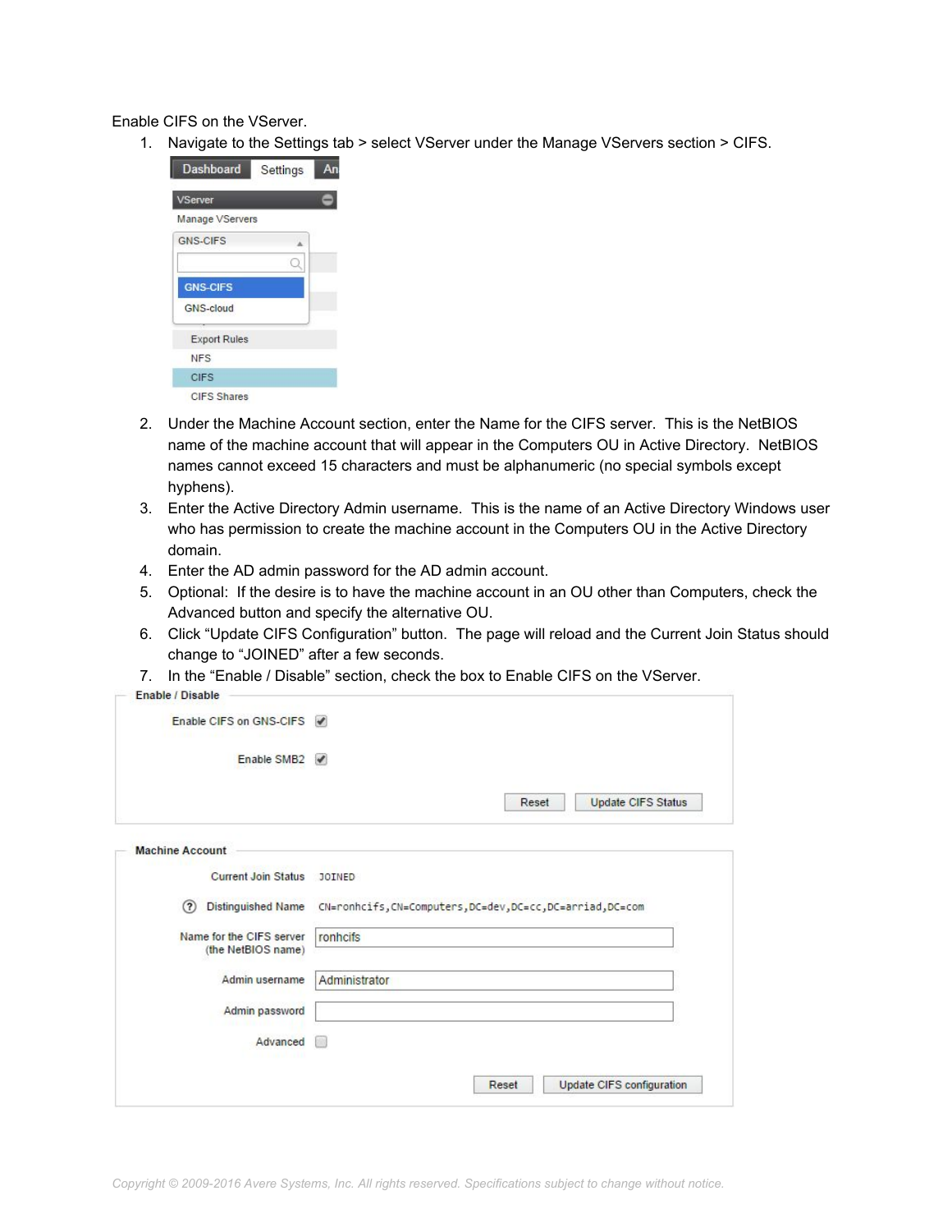Enable CIFS on the VServer.

1. Navigate to the Settings tab > select VServer under the Manage VServers section > CIFS.

2. Under the Machine Account section, enter the Name for the CIFS server. This is the NetBIOS name of the machine account that will appear in the Computers OU in Active Directory. NetBIOS names cannot exceed 15 characters and must be alphanumeric (no special symbols except hyphens).
3. Enter the Active Directory Admin username. This is the name of an Active Directory Windows user who has permission to create the machine account in the Computers OU in the Active Directory domain.
4. Enter the AD admin password for the AD admin account.
5. Optional: If the desire is to have the machine account in an OU other than Computers, check the Advanced button and specify the alternative OU.
6. Click "Update CIFS Configuration" button. The page will reload and the Current Join Status should change to "JOINED" after a few seconds.
7. In the "Enable / Disable" section, check the box to Enable CIFS on the VServer.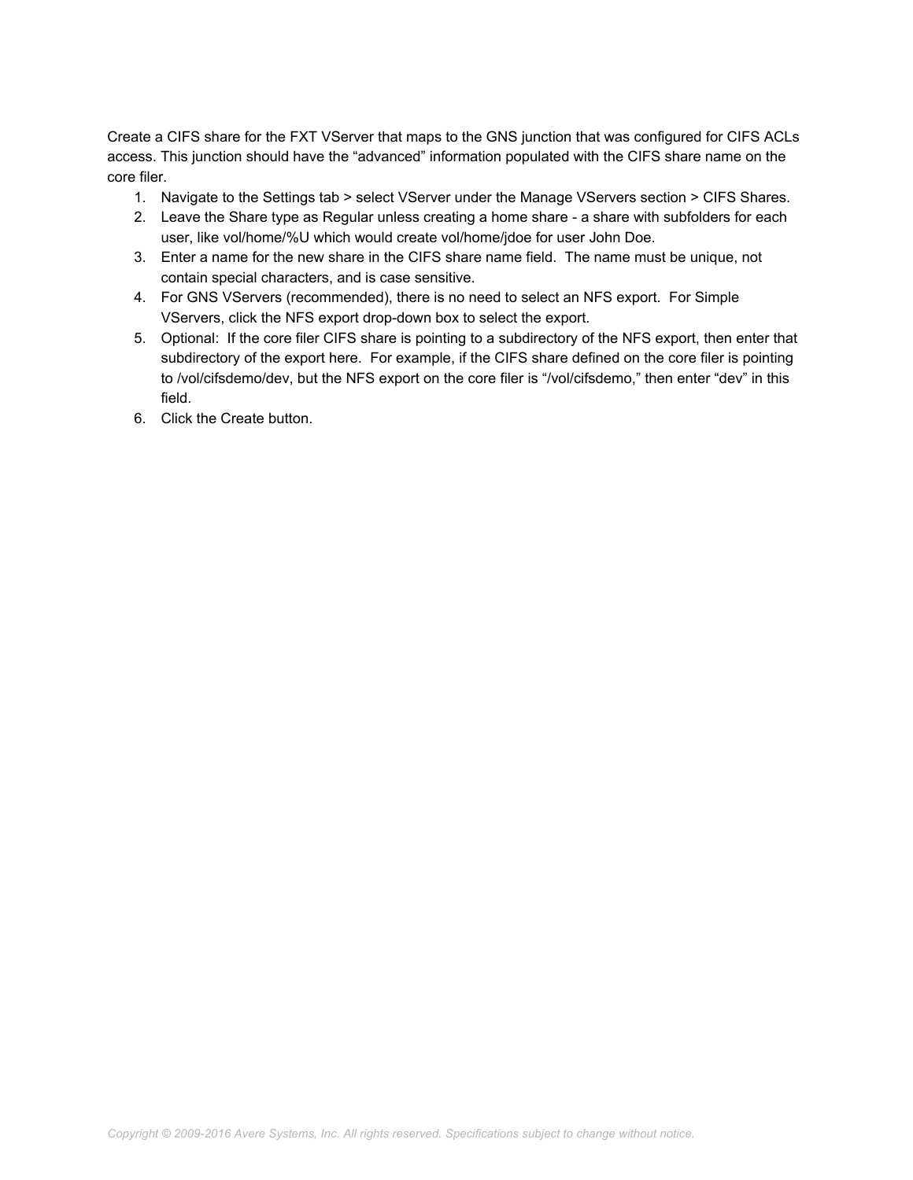Create a CIFS share for the FXT VServer that maps to the GNS junction that was configured for CIFS ACLs access. This junction should have the “advanced” information populated with the CIFS share name on the core filer.

1. Navigate to the Settings tab > select VServer under the Manage VServers section > CIFS Shares.
2. Leave the Share type as Regular unless creating a home share - a share with subfolders for each user, like vol/home/%U which would create vol/home/jdoe for user John Doe.
3. Enter a name for the new share in the CIFS share name field. The name must be unique, not contain special characters, and is case sensitive.
4. For GNS VServers (recommended), there is no need to select an NFS export. For Simple VServers, click the NFS export drop-down box to select the export.
5. Optional: If the core filer CIFS share is pointing to a subdirectory of the NFS export, then enter that subdirectory of the export here. For example, if the CIFS share defined on the core filer is pointing to /vol/cifsdemo/dev, but the NFS export on the core filer is “/vol/cifsdemo,” then enter “dev” in this field.
6. Click the Create button.